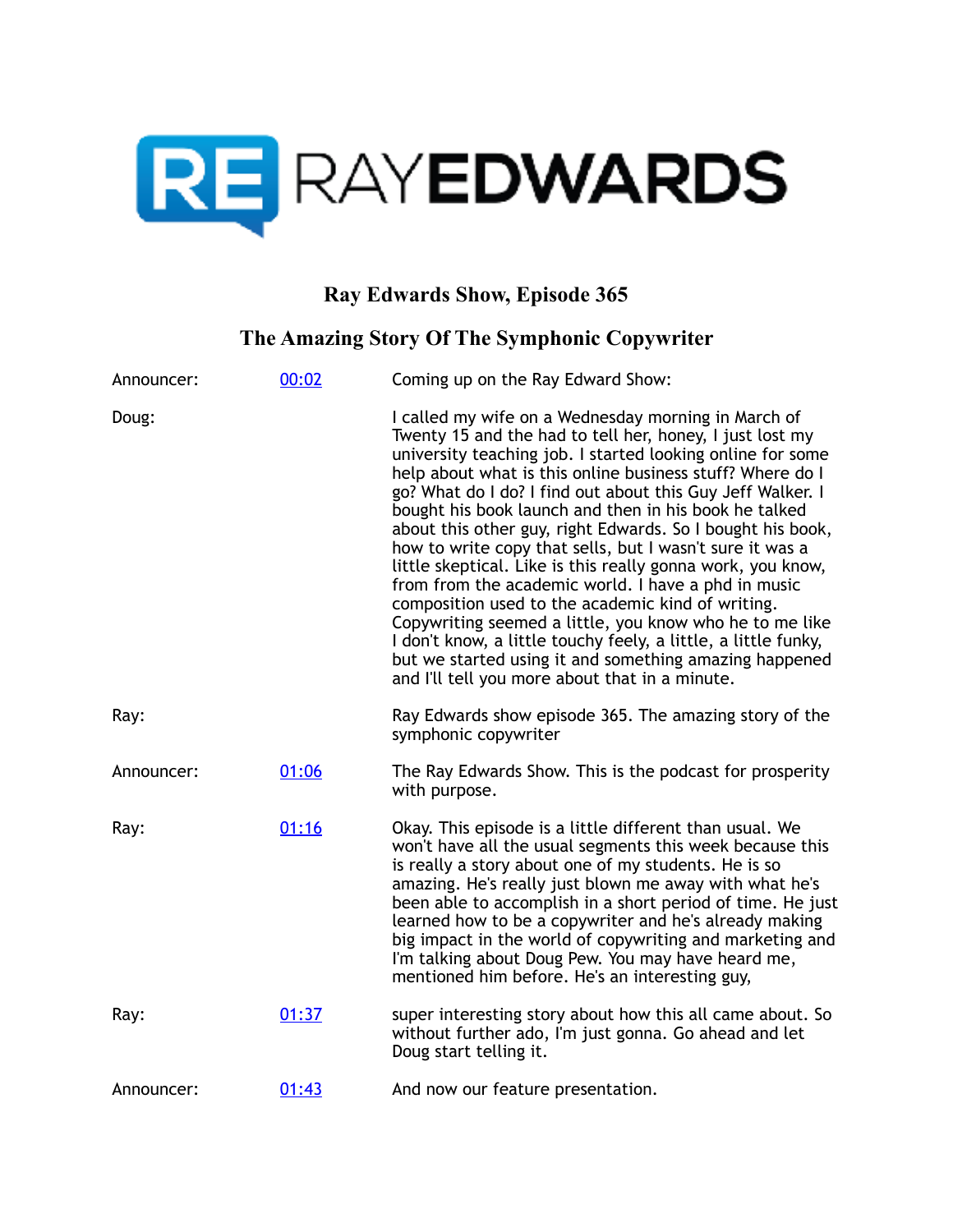# Ray Edwards Show, Episode 365

## The Amazing Story Of The Symphonic Copywriter

| | | |
|---|---|---|
| Announcer: | 00:02 | Coming up on the Ray Edward Show: |
| Doug: | | I called my wife on a Wednesday morning in March of Twenty 15 and the had to tell her, honey, I just lost my university teaching job. I started looking online for some help about what is this online business stuff? Where do I go? What do I do? I find out about this Guy Jeff Walker. I bought his book launch and then in his book he talked about this other guy, right Edwards. So I bought his book, how to write copy that sells, but I wasn't sure it was a little skeptical. Like is this really gonna work, you know, from from the academic world. I have a phd in music composition used to the academic kind of writing. Copywriting seemed a little, you know who he to me like I don't know, a little touchy feely, a little, a little funky, but we started using it and something amazing happened and I'll tell you more about that in a minute. |
| Ray: | | Ray Edwards show episode 365. The amazing story of the symphonic copywriter |
| Announcer: | 01:06 | The Ray Edwards Show. This is the podcast for prosperity with purpose. |
| Ray: | 01:16 | Okay. This episode is a little different than usual. We won't have all the usual segments this week because this is really a story about one of my students. He is so amazing. He's really just blown me away with what he's been able to accomplish in a short period of time. He just learned how to be a copywriter and he's already making big impact in the world of copywriting and marketing and I'm talking about Doug Pew. You may have heard me, mentioned him before. He's an interesting guy, |
| Ray: | 01:37 | super interesting story about how this all came about. So without further ado, I'm just gonna. Go ahead and let Doug start telling it. |
| Announcer: | 01:43 | And now our feature presentation. |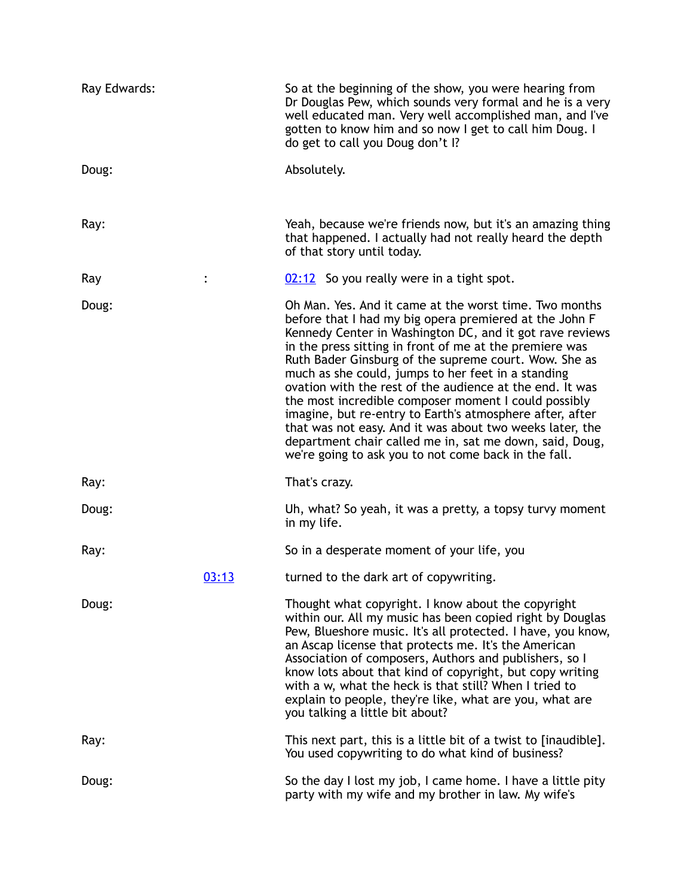Ray Edwards: So at the beginning of the show, you were hearing from Dr Douglas Pew, which sounds very formal and he is a very well educated man. Very well accomplished man, and I've gotten to know him and so now I get to call him Doug. I do get to call you Doug don't I?

Doug: Absolutely.

Ray: Yeah, because we're friends now, but it's an amazing thing that happened. I actually had not really heard the depth of that story until today.

Ray : 02:12 So you really were in a tight spot.

Doug: Oh Man. Yes. And it came at the worst time. Two months before that I had my big opera premiered at the John F Kennedy Center in Washington DC, and it got rave reviews in the press sitting in front of me at the premiere was Ruth Bader Ginsburg of the supreme court. Wow. She as much as she could, jumps to her feet in a standing ovation with the rest of the audience at the end. It was the most incredible composer moment I could possibly imagine, but re-entry to Earth's atmosphere after, after that was not easy. And it was about two weeks later, the department chair called me in, sat me down, said, Doug, we're going to ask you to not come back in the fall.

Ray: That's crazy.

Doug: Uh, what? So yeah, it was a pretty, a topsy turvy moment in my life.

Ray: So in a desperate moment of your life, you

03:13 turned to the dark art of copywriting.

Doug: Thought what copyright. I know about the copyright within our. All my music has been copied right by Douglas Pew, Blueshore music. It's all protected. I have, you know, an Ascap license that protects me. It's the American Association of composers, Authors and publishers, so I know lots about that kind of copyright, but copy writing with a w, what the heck is that still? When I tried to explain to people, they're like, what are you, what are you talking a little bit about?

Ray: This next part, this is a little bit of a twist to [inaudible]. You used copywriting to do what kind of business?

Doug: So the day I lost my job, I came home. I have a little pity party with my wife and my brother in law. My wife's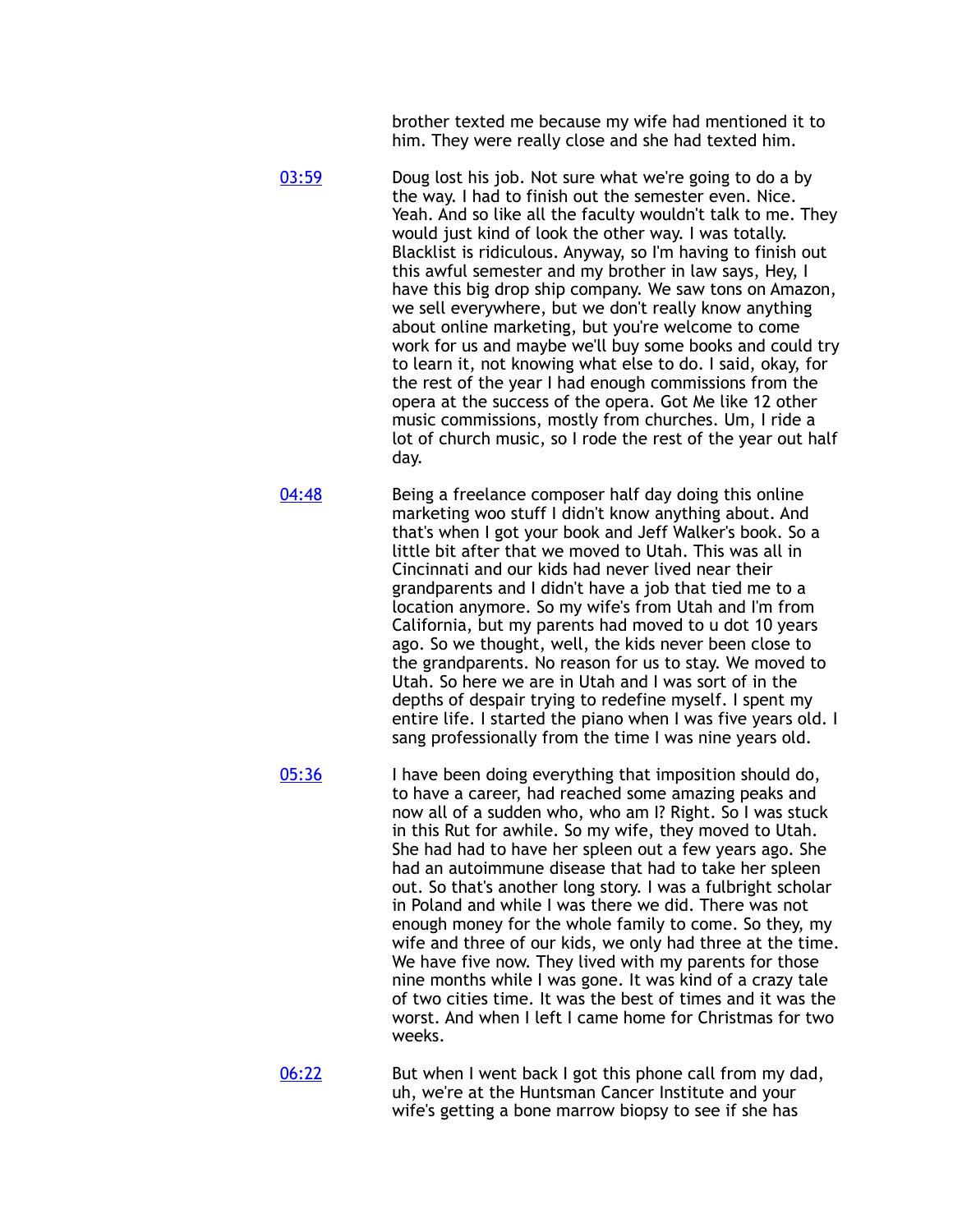brother texted me because my wife had mentioned it to him. They were really close and she had texted him.

[03:59] Doug lost his job. Not sure what we're going to do a by the way. I had to finish out the semester even. Nice. Yeah. And so like all the faculty wouldn't talk to me. They would just kind of look the other way. I was totally. Blacklist is ridiculous. Anyway, so I'm having to finish out this awful semester and my brother in law says, Hey, I have this big drop ship company. We saw tons on Amazon, we sell everywhere, but we don't really know anything about online marketing, but you're welcome to come work for us and maybe we'll buy some books and could try to learn it, not knowing what else to do. I said, okay, for the rest of the year I had enough commissions from the opera at the success of the opera. Got Me like 12 other music commissions, mostly from churches. Um, I ride a lot of church music, so I rode the rest of the year out half day.

[04:48] Being a freelance composer half day doing this online marketing woo stuff I didn't know anything about. And that's when I got your book and Jeff Walker's book. So a little bit after that we moved to Utah. This was all in Cincinnati and our kids had never lived near their grandparents and I didn't have a job that tied me to a location anymore. So my wife's from Utah and I'm from California, but my parents had moved to u dot 10 years ago. So we thought, well, the kids never been close to the grandparents. No reason for us to stay. We moved to Utah. So here we are in Utah and I was sort of in the depths of despair trying to redefine myself. I spent my entire life. I started the piano when I was five years old. I sang professionally from the time I was nine years old.

[05:36] I have been doing everything that imposition should do, to have a career, had reached some amazing peaks and now all of a sudden who, who am I? Right. So I was stuck in this Rut for awhile. So my wife, they moved to Utah. She had had to have her spleen out a few years ago. She had an autoimmune disease that had to take her spleen out. So that's another long story. I was a fulbright scholar in Poland and while I was there we did. There was not enough money for the whole family to come. So they, my wife and three of our kids, we only had three at the time. We have five now. They lived with my parents for those nine months while I was gone. It was kind of a crazy tale of two cities time. It was the best of times and it was the worst. And when I left I came home for Christmas for two weeks.

[06:22] But when I went back I got this phone call from my dad, uh, we're at the Huntsman Cancer Institute and your wife's getting a bone marrow biopsy to see if she has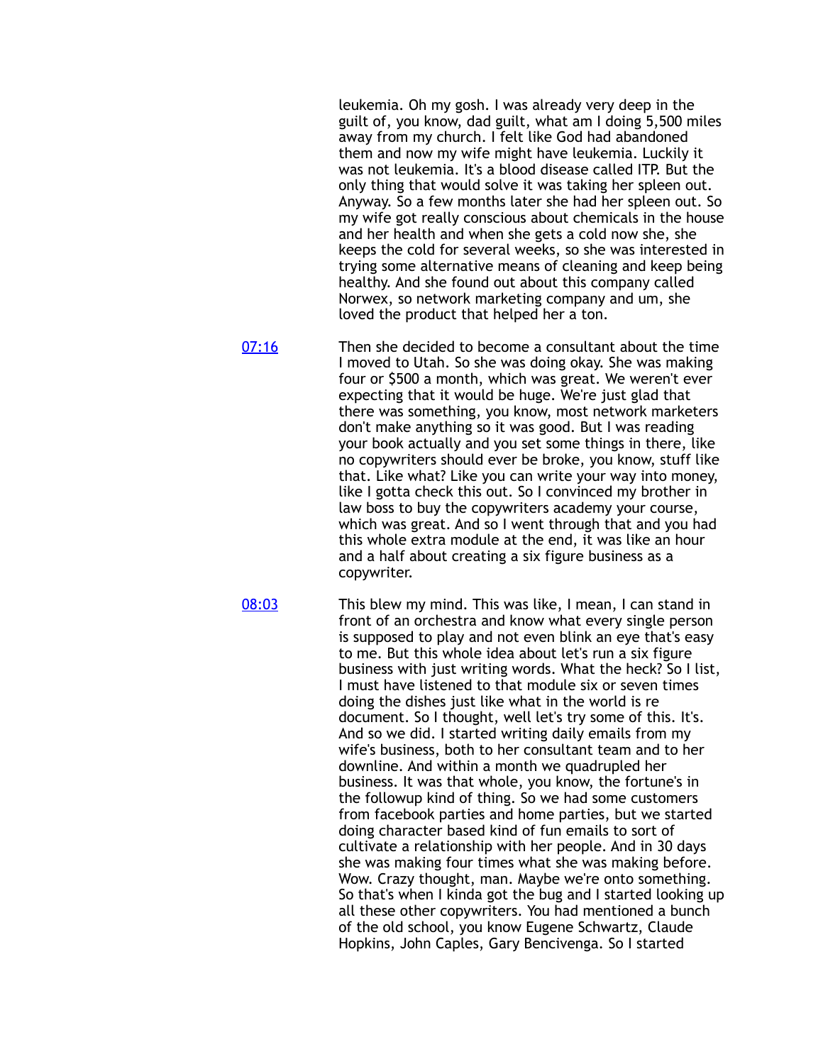leukemia. Oh my gosh. I was already very deep in the guilt of, you know, dad guilt, what am I doing 5,500 miles away from my church. I felt like God had abandoned them and now my wife might have leukemia. Luckily it was not leukemia. It's a blood disease called ITP. But the only thing that would solve it was taking her spleen out. Anyway. So a few months later she had her spleen out. So my wife got really conscious about chemicals in the house and her health and when she gets a cold now she, she keeps the cold for several weeks, so she was interested in trying some alternative means of cleaning and keep being healthy. And she found out about this company called Norwex, so network marketing company and um, she loved the product that helped her a ton.

[07:16](#) Then she decided to become a consultant about the time I moved to Utah. So she was doing okay. She was making four or $500 a month, which was great. We weren't ever expecting that it would be huge. We're just glad that there was something, you know, most network marketers don't make anything so it was good. But I was reading your book actually and you set some things in there, like no copywriters should ever be broke, you know, stuff like that. Like what? Like you can write your way into money, like I gotta check this out. So I convinced my brother in law boss to buy the copywriters academy your course, which was great. And so I went through that and you had this whole extra module at the end, it was like an hour and a half about creating a six figure business as a copywriter.

[08:03](#) This blew my mind. This was like, I mean, I can stand in front of an orchestra and know what every single person is supposed to play and not even blink an eye that's easy to me. But this whole idea about let's run a six figure business with just writing words. What the heck? So I list, I must have listened to that module six or seven times doing the dishes just like what in the world is re document. So I thought, well let's try some of this. It's. And so we did. I started writing daily emails from my wife's business, both to her consultant team and to her downline. And within a month we quadrupled her business. It was that whole, you know, the fortune's in the followup kind of thing. So we had some customers from facebook parties and home parties, but we started doing character based kind of fun emails to sort of cultivate a relationship with her people. And in 30 days she was making four times what she was making before. Wow. Crazy thought, man. Maybe we're onto something. So that's when I kinda got the bug and I started looking up all these other copywriters. You had mentioned a bunch of the old school, you know Eugene Schwartz, Claude Hopkins, John Caples, Gary Bencivenga. So I started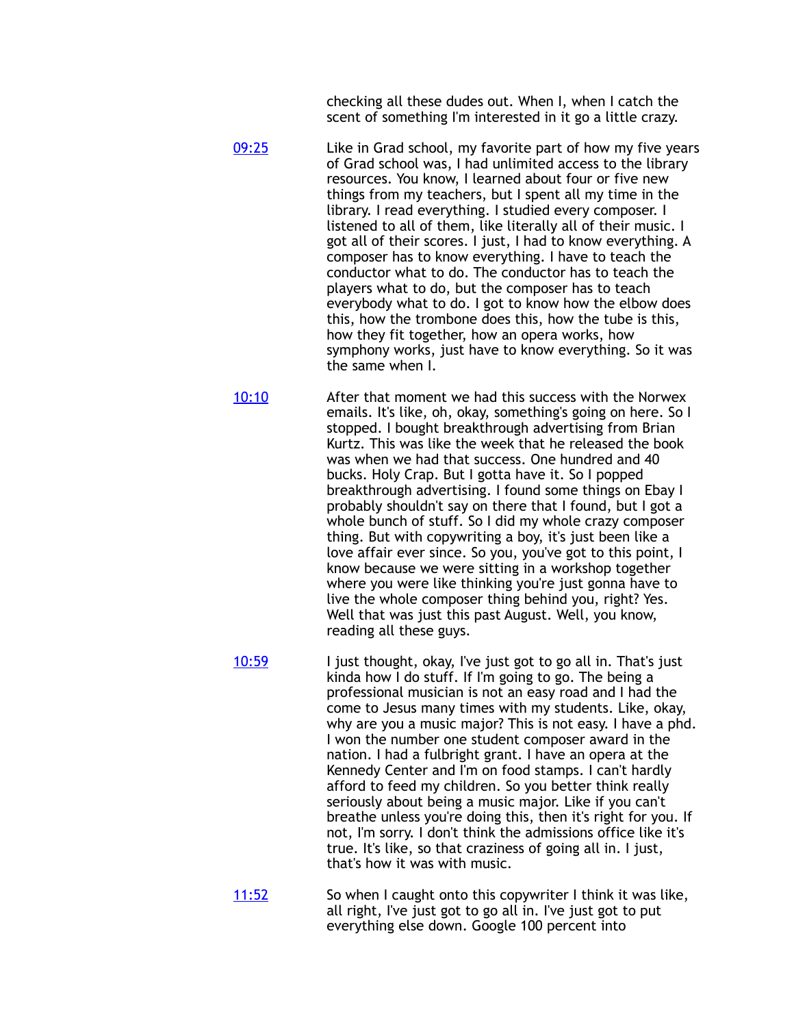checking all these dudes out. When I, when I catch the scent of something I'm interested in it go a little crazy.

[09:25] Like in Grad school, my favorite part of how my five years of Grad school was, I had unlimited access to the library resources. You know, I learned about four or five new things from my teachers, but I spent all my time in the library. I read everything. I studied every composer. I listened to all of them, like literally all of their music. I got all of their scores. I just, I had to know everything. A composer has to know everything. I have to teach the conductor what to do. The conductor has to teach the players what to do, but the composer has to teach everybody what to do. I got to know how the elbow does this, how the trombone does this, how the tube is this, how they fit together, how an opera works, how symphony works, just have to know everything. So it was the same when I.

[10:10] After that moment we had this success with the Norwex emails. It's like, oh, okay, something's going on here. So I stopped. I bought breakthrough advertising from Brian Kurtz. This was like the week that he released the book was when we had that success. One hundred and 40 bucks. Holy Crap. But I gotta have it. So I popped breakthrough advertising. I found some things on Ebay I probably shouldn't say on there that I found, but I got a whole bunch of stuff. So I did my whole crazy composer thing. But with copywriting a boy, it's just been like a love affair ever since. So you, you've got to this point, I know because we were sitting in a workshop together where you were like thinking you're just gonna have to live the whole composer thing behind you, right? Yes. Well that was just this past August. Well, you know, reading all these guys.

[10:59] I just thought, okay, I've just got to go all in. That's just kinda how I do stuff. If I'm going to go. The being a professional musician is not an easy road and I had the come to Jesus many times with my students. Like, okay, why are you a music major? This is not easy. I have a phd. I won the number one student composer award in the nation. I had a fulbright grant. I have an opera at the Kennedy Center and I'm on food stamps. I can't hardly afford to feed my children. So you better think really seriously about being a music major. Like if you can't breathe unless you're doing this, then it's right for you. If not, I'm sorry. I don't think the admissions office like it's true. It's like, so that craziness of going all in. I just, that's how it was with music.

[11:52] So when I caught onto this copywriter I think it was like, all right, I've just got to go all in. I've just got to put everything else down. Google 100 percent into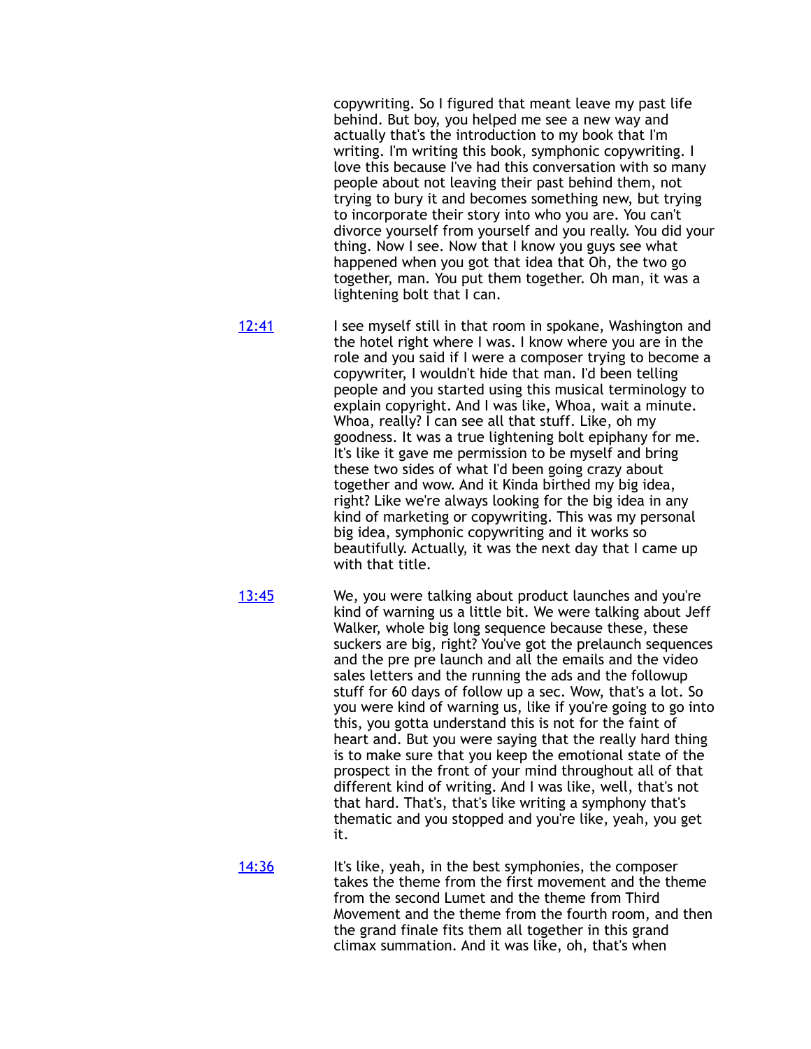copywriting. So I figured that meant leave my past life behind. But boy, you helped me see a new way and actually that's the introduction to my book that I'm writing. I'm writing this book, symphonic copywriting. I love this because I've had this conversation with so many people about not leaving their past behind them, not trying to bury it and becomes something new, but trying to incorporate their story into who you are. You can't divorce yourself from yourself and you really. You did your thing. Now I see. Now that I know you guys see what happened when you got that idea that Oh, the two go together, man. You put them together. Oh man, it was a lightening bolt that I can.

12:41 I see myself still in that room in spokane, Washington and the hotel right where I was. I know where you are in the role and you said if I were a composer trying to become a copywriter, I wouldn't hide that man. I'd been telling people and you started using this musical terminology to explain copyright. And I was like, Whoa, wait a minute. Whoa, really? I can see all that stuff. Like, oh my goodness. It was a true lightening bolt epiphany for me. It's like it gave me permission to be myself and bring these two sides of what I'd been going crazy about together and wow. And it Kinda birthed my big idea, right? Like we're always looking for the big idea in any kind of marketing or copywriting. This was my personal big idea, symphonic copywriting and it works so beautifully. Actually, it was the next day that I came up with that title.

13:45 We, you were talking about product launches and you're kind of warning us a little bit. We were talking about Jeff Walker, whole big long sequence because these, these suckers are big, right? You've got the prelaunch sequences and the pre pre launch and all the emails and the video sales letters and the running the ads and the followup stuff for 60 days of follow up a sec. Wow, that's a lot. So you were kind of warning us, like if you're going to go into this, you gotta understand this is not for the faint of heart and. But you were saying that the really hard thing is to make sure that you keep the emotional state of the prospect in the front of your mind throughout all of that different kind of writing. And I was like, well, that's not that hard. That's, that's like writing a symphony that's thematic and you stopped and you're like, yeah, you get it.

14:36 It's like, yeah, in the best symphonies, the composer takes the theme from the first movement and the theme from the second Lumet and the theme from Third Movement and the theme from the fourth room, and then the grand finale fits them all together in this grand climax summation. And it was like, oh, that's when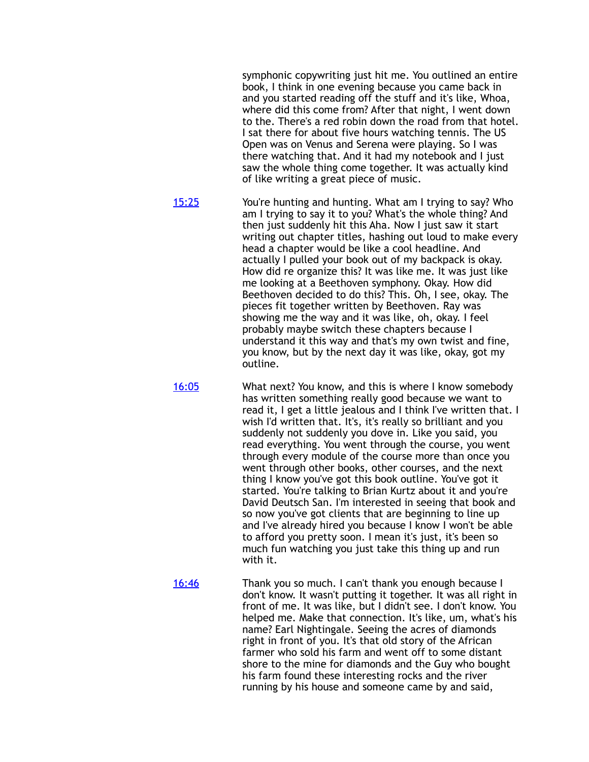symphonic copywriting just hit me. You outlined an entire book, I think in one evening because you came back in and you started reading off the stuff and it's like, Whoa, where did this come from? After that night, I went down to the. There's a red robin down the road from that hotel. I sat there for about five hours watching tennis. The US Open was on Venus and Serena were playing. So I was there watching that. And it had my notebook and I just saw the whole thing come together. It was actually kind of like writing a great piece of music.

15:25 You're hunting and hunting. What am I trying to say? Who am I trying to say it to you? What's the whole thing? And then just suddenly hit this Aha. Now I just saw it start writing out chapter titles, hashing out loud to make every head a chapter would be like a cool headline. And actually I pulled your book out of my backpack is okay. How did re organize this? It was like me. It was just like me looking at a Beethoven symphony. Okay. How did Beethoven decided to do this? This. Oh, I see, okay. The pieces fit together written by Beethoven. Ray was showing me the way and it was like, oh, okay. I feel probably maybe switch these chapters because I understand it this way and that's my own twist and fine, you know, but by the next day it was like, okay, got my outline.

16:05 What next? You know, and this is where I know somebody has written something really good because we want to read it, I get a little jealous and I think I've written that. I wish I'd written that. It's, it's really so brilliant and you suddenly not suddenly you dove in. Like you said, you read everything. You went through the course, you went through every module of the course more than once you went through other books, other courses, and the next thing I know you've got this book outline. You've got it started. You're talking to Brian Kurtz about it and you're David Deutsch San. I'm interested in seeing that book and so now you've got clients that are beginning to line up and I've already hired you because I know I won't be able to afford you pretty soon. I mean it's just, it's been so much fun watching you just take this thing up and run with it.

16:46 Thank you so much. I can't thank you enough because I don't know. It wasn't putting it together. It was all right in front of me. It was like, but I didn't see. I don't know. You helped me. Make that connection. It's like, um, what's his name? Earl Nightingale. Seeing the acres of diamonds right in front of you. It's that old story of the African farmer who sold his farm and went off to some distant shore to the mine for diamonds and the Guy who bought his farm found these interesting rocks and the river running by his house and someone came by and said,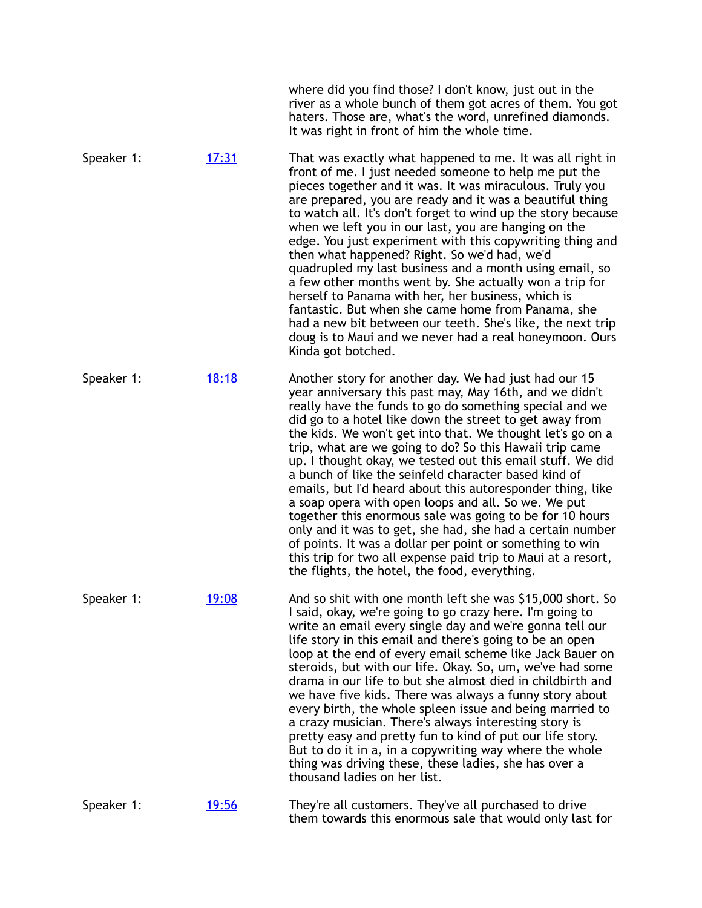where did you find those? I don't know, just out in the river as a whole bunch of them you got acres of them. You got haters. Those are, what's the word, unrefined diamonds. It was right in front of him the whole time.

Speaker 1: [17:31]

That was exactly what happened to me. It was all right in front of me. I just needed someone to help me put the pieces together and it was. It was miraculous. Truly you are prepared, you are ready and it was a beautiful thing to watch all. It's don't forget to wind up the story because when we left you in our last, you are hanging on the edge. You just experiment with this copywriting thing and then what happened? Right. So we'd had, we'd quadrupled my last business and a month using email, so a few other months went by. She actually won a trip for herself to Panama with her, her business, which is fantastic. But when she came home from Panama, she had a new bit between our teeth. She's like, the next trip doug is to Maui and we never had a real honeymoon. Ours Kinda got botched.

Speaker 1: [18:18]

Another story for another day. We had just had our 15 year anniversary this past may, May 16th, and we didn't really have the funds to go do something special and we did go to a hotel like down the street to get away from the kids. We won't get into that. We thought let's go on a trip, what are we going to do? So this Hawaii trip came up. I thought okay, we tested out this email stuff. We did a bunch of like the seinfeld character based kind of emails, but I'd heard about this autoresponder thing, like a soap opera with open loops and all. So we. We put together this enormous sale was going to be for 10 hours only and it was to get, she had, she had a certain number of points. It was a dollar per point or something to win this trip for two all expense paid trip to Maui at a resort, the flights, the hotel, the food, everything.

Speaker 1: [19:08]

And so shit with one month left she was $15,000 short. So I said, okay, we're going to go crazy here. I'm going to write an email every single day and we're gonna tell our life story in this email and there's going to be an open loop at the end of every email scheme like Jack Bauer on steroids, but with our life. Okay. So, um, we've had some drama in our life to but she almost died in childbirth and we have five kids. There was always a funny story about every birth, the whole spleen issue and being married to a crazy musician. There's always interesting story is pretty easy and pretty fun to kind of put our life story. But to do it in a, in a copywriting way where the whole thing was driving these, these ladies, she has over a thousand ladies on her list.

Speaker 1: [19:56]

They're all customers. They've all purchased to drive them towards this enormous sale that would only last for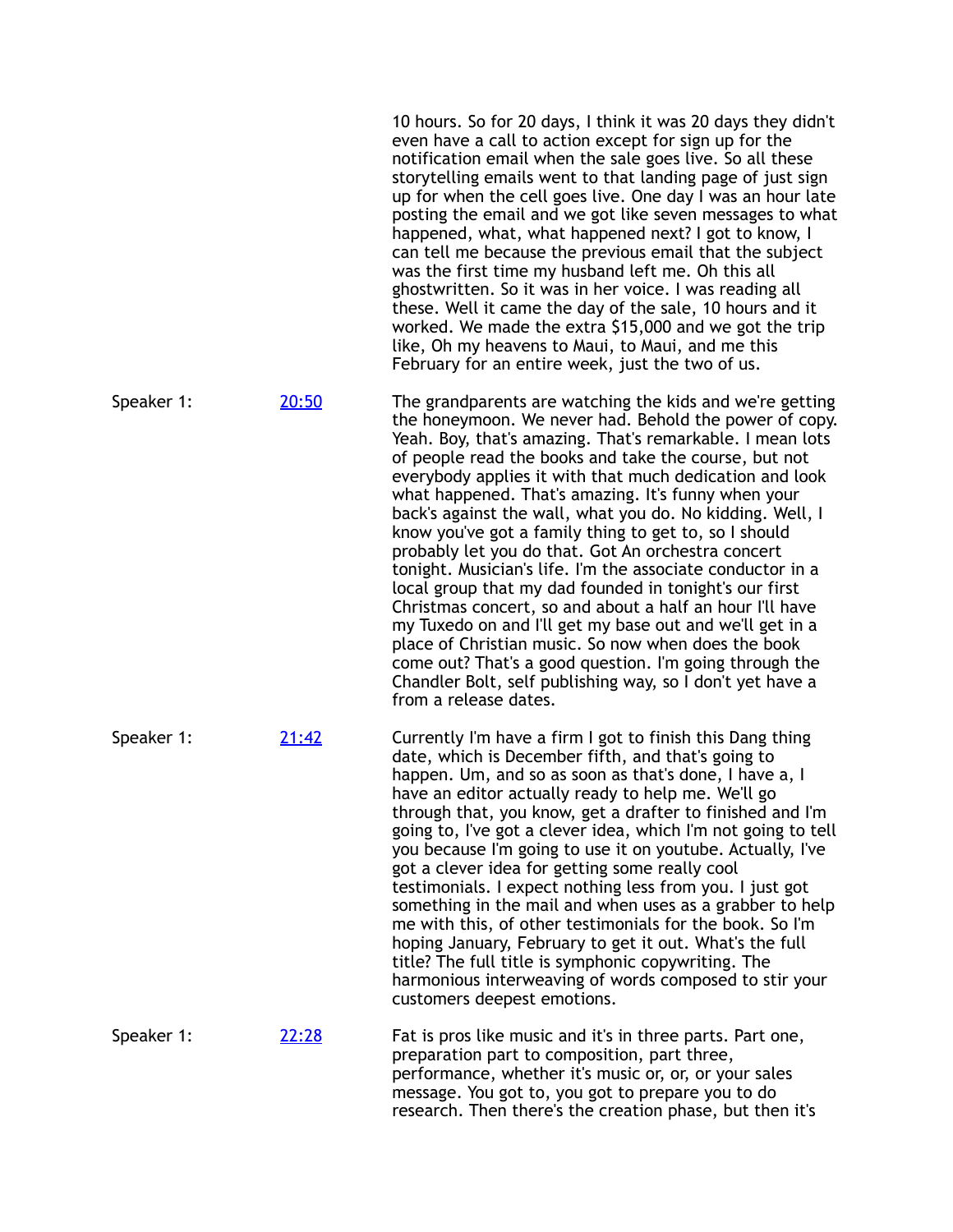10 hours. So for 20 days, I think it was 20 days they didn't even have a call to action except for sign up for the notification email when the sale goes live. So all these storytelling emails went to that landing page of just sign up for when the cell goes live. One day I was an hour late posting the email and we got like seven messages to what happened, what, what happened next? I got to know, I can tell me because the previous email that the subject was the first time my husband left me. Oh this all ghostwritten. So it was in her voice. I was reading all these. Well it came the day of the sale, 10 hours and it worked. We made the extra $15,000 and we got the trip like, Oh my heavens to Maui, to Maui, and me this February for an entire week, just the two of us.

| | | |
|---|---|---|
| Speaker 1: | [20:50]() | The grandparents are watching the kids and we're getting the honeymoon. We never had. Behold the power of copy. Yeah. Boy, that's amazing. That's remarkable. I mean lots of people read the books and take the course, but not everybody applies it with that much dedication and look what happened. That's amazing. It's funny when your back's against the wall, what you do. No kidding. Well, I know you've got a family thing to get to, so I should probably let you do that. Got An orchestra concert tonight. Musician's life. I'm the associate conductor in a local group that my dad founded in tonight's our first Christmas concert, so and about a half an hour I'll have my Tuxedo on and I'll get my base out and we'll get in a place of Christian music. So now when does the book come out? That's a good question. I'm going through the Chandler Bolt, self publishing way, so I don't yet have a from a release dates. |
| Speaker 1: | [21:42]() | Currently I'm have a firm I got to finish this Dang thing date, which is December fifth, and that's going to happen. Um, and so as soon as that's done, I have a, I have an editor actually ready to help me. We'll go through that, you know, get a drafter to finished and I'm going to, I've got a clever idea, which I'm not going to tell you because I'm going to use it on youtube. Actually, I've got a clever idea for getting some really cool testimonials. I expect nothing less from you. I just got something in the mail and when uses as a grabber to help me with this, of other testimonials for the book. So I'm hoping January, February to get it out. What's the full title? The full title is symphonic copywriting. The harmonious interweaving of words composed to stir your customers deepest emotions. |
| Speaker 1: | [22:28]() | Fat is pros like music and it's in three parts. Part one, preparation part to composition, part three, performance, whether it's music or, or, or your sales message. You got to, you got to prepare you to do research. Then there's the creation phase, but then it's |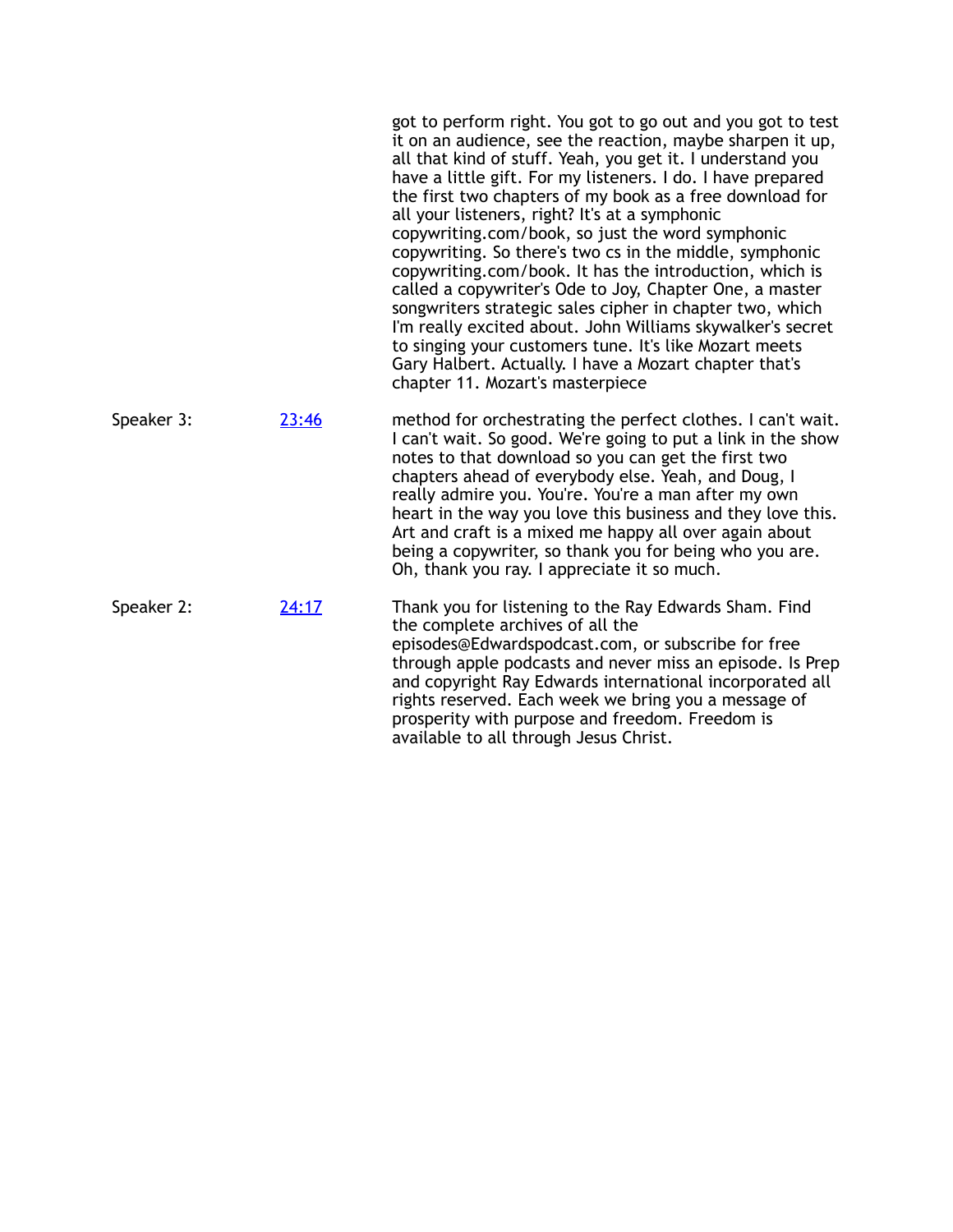got to perform right. You got to go out and you got to test it on an audience, see the reaction, maybe sharpen it up, all that kind of stuff. Yeah, you get it. I understand you have a little gift. For my listeners. I do. I have prepared the first two chapters of my book as a free download for all your listeners, right? It's at a symphonic copywriting.com/book, so just the word symphonic copywriting. So there's two cs in the middle, symphonic copywriting.com/book. It has the introduction, which is called a copywriter's Ode to Joy, Chapter One, a master songwriters strategic sales cipher in chapter two, which I'm really excited about. John Williams skywalker's secret to singing your customers tune. It's like Mozart meets Gary Halbert. Actually. I have a Mozart chapter that's chapter 11. Mozart's masterpiece

| | | |
|---|---|---|
| Speaker 3: | [23:46] | method for orchestrating the perfect clothes. I can't wait. I can't wait. So good. We're going to put a link in the show notes to that download so you can get the first two chapters ahead of everybody else. Yeah, and Doug, I really admire you. You're. You're a man after my own heart in the way you love this business and they love this. Art and craft is a mixed me happy all over again about being a copywriter, so thank you for being who you are. Oh, thank you ray. I appreciate it so much. |
| Speaker 2: | [24:17] | Thank you for listening to the Ray Edwards Sham. Find the complete archives of all the episodes@Edwardspodcast.com, or subscribe for free through apple podcasts and never miss an episode. Is Prep and copyright Ray Edwards international incorporated all rights reserved. Each week we bring you a message of prosperity with purpose and freedom. Freedom is available to all through Jesus Christ. |